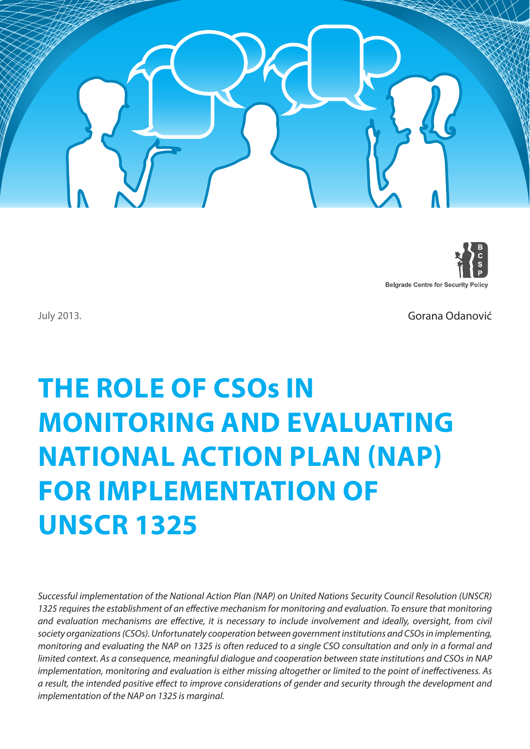Belgrade Centre for Security Policy

July 2013.

Gorana Odanović

# THE ROLE OF CSOs IN MONITORING AND EVALUATING NATIONAL ACTION PLAN (NAP) FOR IMPLEMENTATION OF UNSCR 1325

*Successful implementation of the National Action Plan (NAP) on United Nations Security Council Resolution (UNSCR) 1325 requires the establishment of an effective mechanism for monitoring and evaluation. To ensure that monitoring and evaluation mechanisms are effective, it is necessary to include involvement and ideally, oversight, from civil society organizations (CSOs). Unfortunately cooperation between government institutions and CSOs in implementing, monitoring and evaluating the NAP on 1325 is often reduced to a single CSO consultation and only in a formal and limited context. As a consequence, meaningful dialogue and cooperation between state institutions and CSOs in NAP implementation, monitoring and evaluation is either missing altogether or limited to the point of ineffectiveness. As a result, the intended positive effect to improve considerations of gender and security through the development and implementation of the NAP on 1325 is marginal.*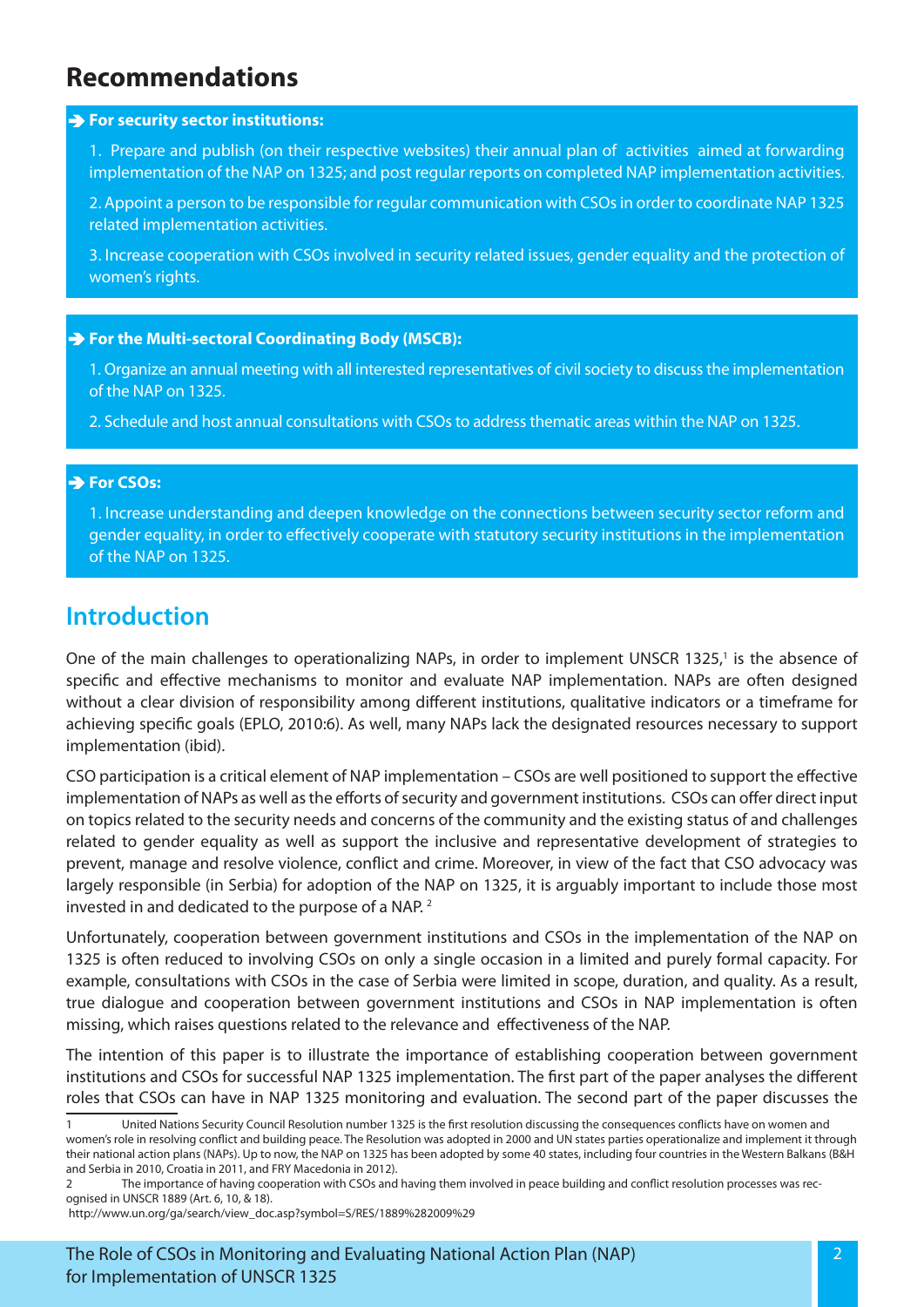# Recommendations

**➔ For security sector institutions:**

1. Prepare and publish (on their respective websites) their annual plan of activities aimed at forwarding implementation of the NAP on 1325; and post regular reports on completed NAP implementation activities.

2. Appoint a person to be responsible for regular communication with CSOs in order to coordinate NAP 1325 related implementation activities.

3. Increase cooperation with CSOs involved in security related issues, gender equality and the protection of women's rights.

**➔ For the Multi-sectoral Coordinating Body (MSCB):**

1. Organize an annual meeting with all interested representatives of civil society to discuss the implementation of the NAP on 1325.

2. Schedule and host annual consultations with CSOs to address thematic areas within the NAP on 1325.

**➔ For CSOs:**

1. Increase understanding and deepen knowledge on the connections between security sector reform and gender equality, in order to effectively cooperate with statutory security institutions in the implementation of the NAP on 1325.

# Introduction

One of the main challenges to operationalizing NAPs, in order to implement UNSCR 1325,[1] is the absence of specific and effective mechanisms to monitor and evaluate NAP implementation. NAPs are often designed without a clear division of responsibility among different institutions, qualitative indicators or a timeframe for achieving specific goals (EPLO, 2010:6). As well, many NAPs lack the designated resources necessary to support implementation (ibid).

CSO participation is a critical element of NAP implementation – CSOs are well positioned to support the effective implementation of NAPs as well as the efforts of security and government institutions. CSOs can offer direct input on topics related to the security needs and concerns of the community and the existing status of and challenges related to gender equality as well as support the inclusive and representative development of strategies to prevent, manage and resolve violence, conflict and crime. Moreover, in view of the fact that CSO advocacy was largely responsible (in Serbia) for adoption of the NAP on 1325, it is arguably important to include those most invested in and dedicated to the purpose of a NAP.[2]

Unfortunately, cooperation between government institutions and CSOs in the implementation of the NAP on 1325 is often reduced to involving CSOs on only a single occasion in a limited and purely formal capacity. For example, consultations with CSOs in the case of Serbia were limited in scope, duration, and quality. As a result, true dialogue and cooperation between government institutions and CSOs in NAP implementation is often missing, which raises questions related to the relevance and effectiveness of the NAP.

The intention of this paper is to illustrate the importance of establishing cooperation between government institutions and CSOs for successful NAP 1325 implementation. The first part of the paper analyses the different roles that CSOs can have in NAP 1325 monitoring and evaluation. The second part of the paper discusses the

---

1 United Nations Security Council Resolution number 1325 is the first resolution discussing the consequences conflicts have on women and women's role in resolving conflict and building peace. The Resolution was adopted in 2000 and UN states parties operationalize and implement it through their national action plans (NAPs). Up to now, the NAP on 1325 has been adopted by some 40 states, including four countries in the Western Balkans (B&H and Serbia in 2010, Croatia in 2011, and FRY Macedonia in 2012).

2 The importance of having cooperation with CSOs and having them involved in peace building and conflict resolution processes was recognised in UNSCR 1889 (Art. 6, 10, & 18).
http://www.un.org/ga/search/view_doc.asp?symbol=S/RES/1889%282009%29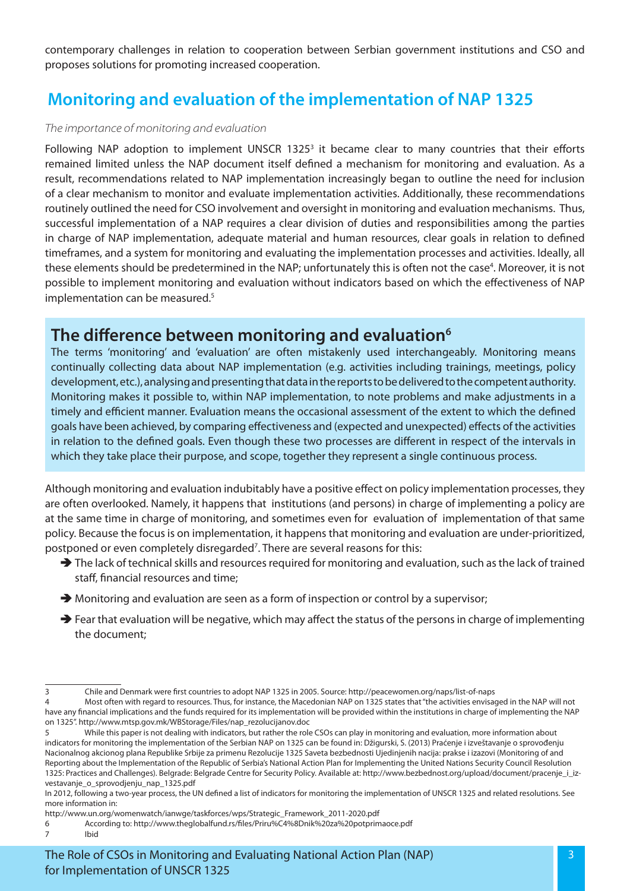contemporary challenges in relation to cooperation between Serbian government institutions and CSO and proposes solutions for promoting increased cooperation.

## Monitoring and evaluation of the implementation of NAP 1325

*The importance of monitoring and evaluation*

Following NAP adoption to implement UNSCR 1325[3] it became clear to many countries that their efforts remained limited unless the NAP document itself defined a mechanism for monitoring and evaluation. As a result, recommendations related to NAP implementation increasingly began to outline the need for inclusion of a clear mechanism to monitor and evaluate implementation activities. Additionally, these recommendations routinely outlined the need for CSO involvement and oversight in monitoring and evaluation mechanisms. Thus, successful implementation of a NAP requires a clear division of duties and responsibilities among the parties in charge of NAP implementation, adequate material and human resources, clear goals in relation to defined timeframes, and a system for monitoring and evaluating the implementation processes and activities. Ideally, all these elements should be predetermined in the NAP; unfortunately this is often not the case[4]. Moreover, it is not possible to implement monitoring and evaluation without indicators based on which the effectiveness of NAP implementation can be measured.[5]

### The difference between monitoring and evaluation[6]

The terms 'monitoring' and 'evaluation' are often mistakenly used interchangeably. Monitoring means continually collecting data about NAP implementation (e.g. activities including trainings, meetings, policy development, etc.), analysing and presenting that data in the reports to be delivered to the competent authority. Monitoring makes it possible to, within NAP implementation, to note problems and make adjustments in a timely and efficient manner. Evaluation means the occasional assessment of the extent to which the defined goals have been achieved, by comparing effectiveness and (expected and unexpected) effects of the activities in relation to the defined goals. Even though these two processes are different in respect of the intervals in which they take place their purpose, and scope, together they represent a single continuous process.

Although monitoring and evaluation indubitably have a positive effect on policy implementation processes, they are often overlooked. Namely, it happens that institutions (and persons) in charge of implementing a policy are at the same time in charge of monitoring, and sometimes even for evaluation of implementation of that same policy. Because the focus is on implementation, it happens that monitoring and evaluation are under-prioritized, postponed or even completely disregarded[7]. There are several reasons for this:

- The lack of technical skills and resources required for monitoring and evaluation, such as the lack of trained staff, financial resources and time;
- Monitoring and evaluation are seen as a form of inspection or control by a supervisor;
- Fear that evaluation will be negative, which may affect the status of the persons in charge of implementing the document;

---

3 Chile and Denmark were first countries to adopt NAP 1325 in 2005. Source: http://peacewomen.org/naps/list-of-naps

4 Most often with regard to resources. Thus, for instance, the Macedonian NAP on 1325 states that "the activities envisaged in the NAP will not have any financial implications and the funds required for its implementation will be provided within the institutions in charge of implementing the NAP on 1325". http://www.mtsp.gov.mk/WBStorage/Files/nap_rezolucijanov.doc

5 While this paper is not dealing with indicators, but rather the role CSOs can play in monitoring and evaluation, more information about indicators for monitoring the implementation of the Serbian NAP on 1325 can be found in: Džigurski, S. (2013) Praćenje i izveštavanje o sprovođenju Nacionalnog akcionog plana Republike Srbije za primenu Rezolucije 1325 Saveta bezbednosti Ujedinjenih nacija: prakse i izazovi (Monitoring of and Reporting about the Implementation of the Republic of Serbia's National Action Plan for Implementing the United Nations Security Council Resolution 1325: Practices and Challenges). Belgrade: Belgrade Centre for Security Policy. Available at: http://www.bezbednost.org/upload/document/pracenje_i_izvestavanje_o_sprovodjenju_nap_1325.pdf

In 2012, following a two-year process, the UN defined a list of indicators for monitoring the implementation of UNSCR 1325 and related resolutions. See more information in:

http://www.un.org/womenwatch/ianwge/taskforces/wps/Strategic_Framework_2011-2020.pdf

6 According to: http://www.theglobalfund.rs/files/Priru%C4%8Dnik%20za%20potprimaoce.pdf

7 Ibid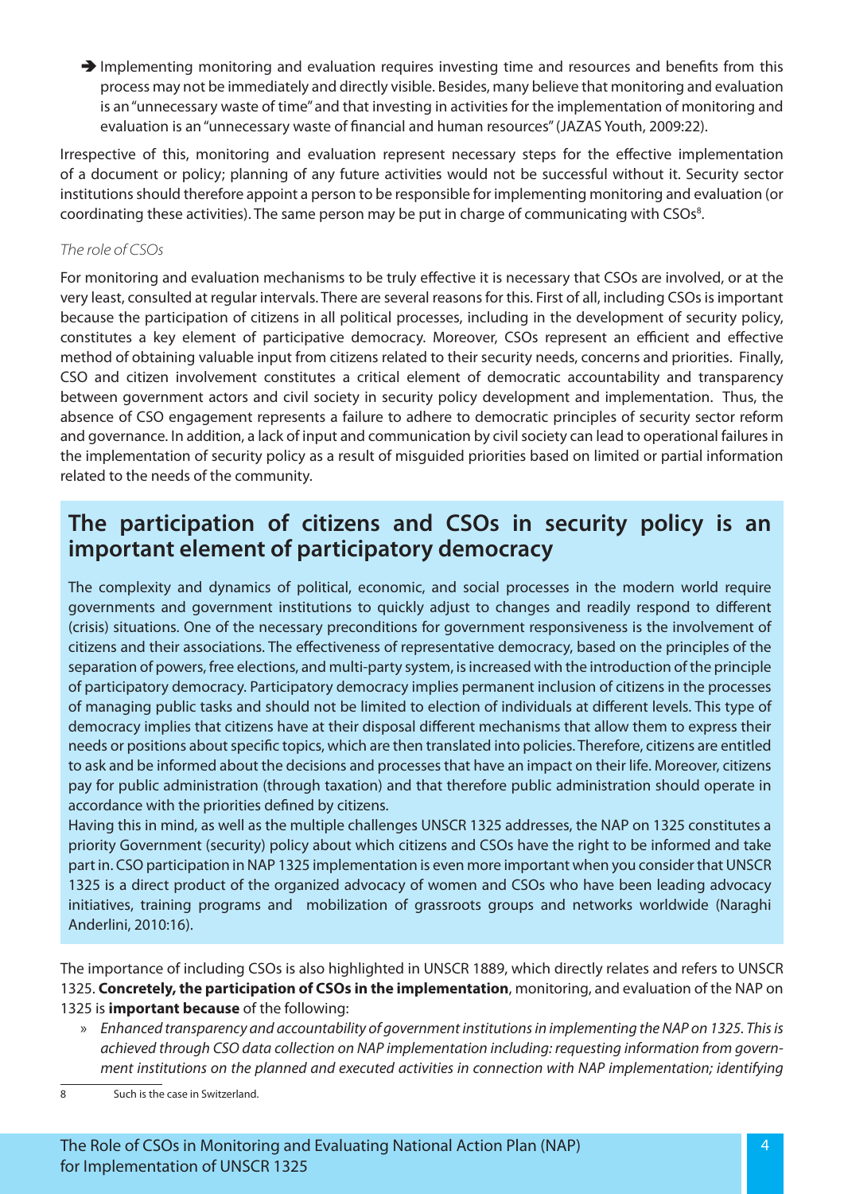- ➔ Implementing monitoring and evaluation requires investing time and resources and benefits from this process may not be immediately and directly visible. Besides, many believe that monitoring and evaluation is an "unnecessary waste of time" and that investing in activities for the implementation of monitoring and evaluation is an "unnecessary waste of financial and human resources" (JAZAS Youth, 2009:22).

Irrespective of this, monitoring and evaluation represent necessary steps for the effective implementation of a document or policy; planning of any future activities would not be successful without it. Security sector institutions should therefore appoint a person to be responsible for implementing monitoring and evaluation (or coordinating these activities). The same person may be put in charge of communicating with CSOs[8].

*The role of CSOs*

For monitoring and evaluation mechanisms to be truly effective it is necessary that CSOs are involved, or at the very least, consulted at regular intervals. There are several reasons for this. First of all, including CSOs is important because the participation of citizens in all political processes, including in the development of security policy, constitutes a key element of participative democracy. Moreover, CSOs represent an efficient and effective method of obtaining valuable input from citizens related to their security needs, concerns and priorities. Finally, CSO and citizen involvement constitutes a critical element of democratic accountability and transparency between government actors and civil society in security policy development and implementation. Thus, the absence of CSO engagement represents a failure to adhere to democratic principles of security sector reform and governance. In addition, a lack of input and communication by civil society can lead to operational failures in the implementation of security policy as a result of misguided priorities based on limited or partial information related to the needs of the community.

## The participation of citizens and CSOs in security policy is an important element of participatory democracy

The complexity and dynamics of political, economic, and social processes in the modern world require governments and government institutions to quickly adjust to changes and readily respond to different (crisis) situations. One of the necessary preconditions for government responsiveness is the involvement of citizens and their associations. The effectiveness of representative democracy, based on the principles of the separation of powers, free elections, and multi-party system, is increased with the introduction of the principle of participatory democracy. Participatory democracy implies permanent inclusion of citizens in the processes of managing public tasks and should not be limited to election of individuals at different levels. This type of democracy implies that citizens have at their disposal different mechanisms that allow them to express their needs or positions about specific topics, which are then translated into policies. Therefore, citizens are entitled to ask and be informed about the decisions and processes that have an impact on their life. Moreover, citizens pay for public administration (through taxation) and that therefore public administration should operate in accordance with the priorities defined by citizens.

Having this in mind, as well as the multiple challenges UNSCR 1325 addresses, the NAP on 1325 constitutes a priority Government (security) policy about which citizens and CSOs have the right to be informed and take part in. CSO participation in NAP 1325 implementation is even more important when you consider that UNSCR 1325 is a direct product of the organized advocacy of women and CSOs who have been leading advocacy initiatives, training programs and mobilization of grassroots groups and networks worldwide (Naraghi Anderlini, 2010:16).

The importance of including CSOs is also highlighted in UNSCR 1889, which directly relates and refers to UNSCR 1325. **Concretely, the participation of CSOs in the implementation**, monitoring, and evaluation of the NAP on 1325 is **important because** of the following:

- » *Enhanced transparency and accountability of government institutions in implementing the NAP on 1325. This is achieved through CSO data collection on NAP implementation including: requesting information from government institutions on the planned and executed activities in connection with NAP implementation; identifying*

---

8 Such is the case in Switzerland.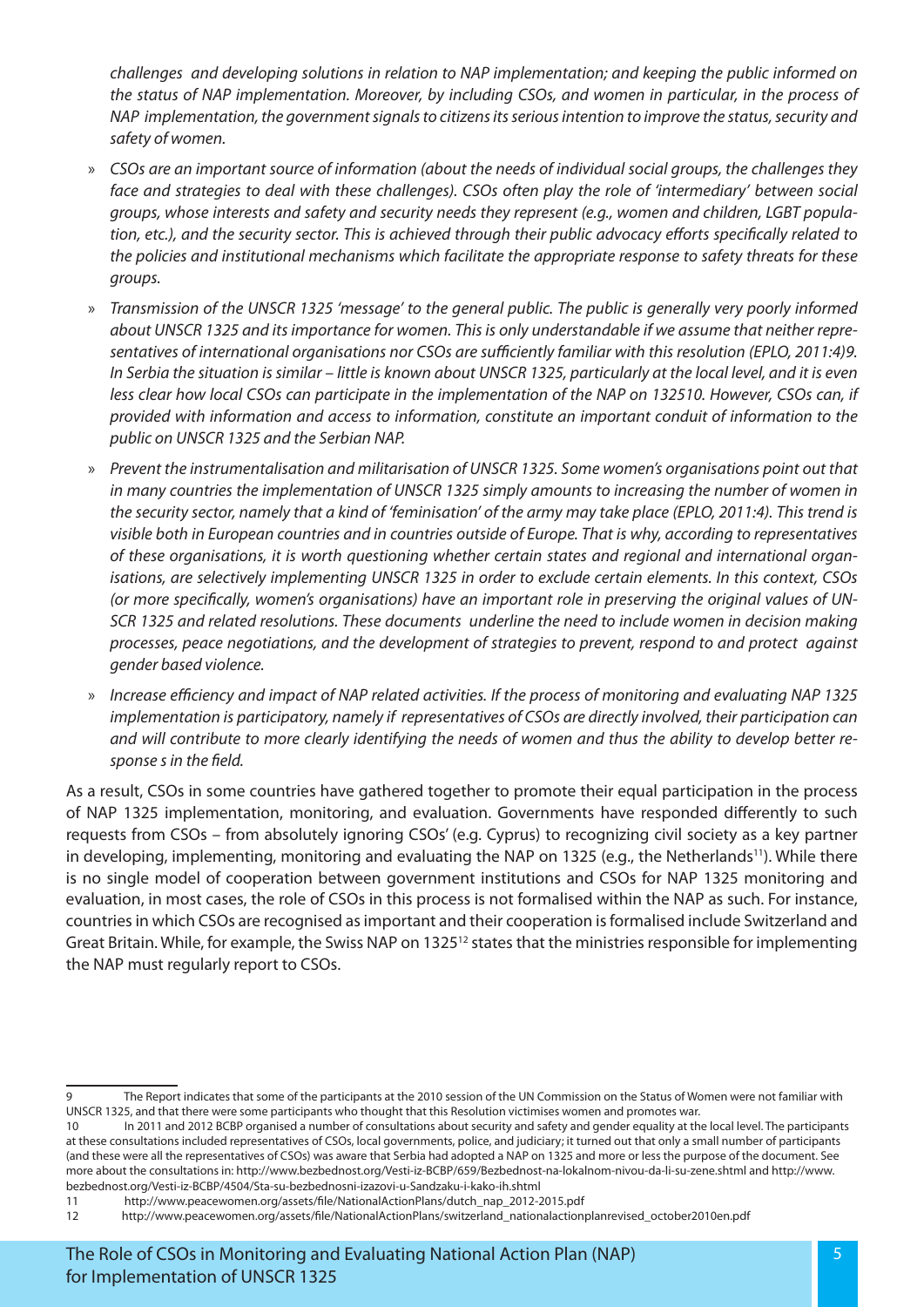*challenges and developing solutions in relation to NAP implementation; and keeping the public informed on the status of NAP implementation. Moreover, by including CSOs, and women in particular, in the process of NAP implementation, the government signals to citizens its serious intention to improve the status, security and safety of women.*

- *CSOs are an important source of information (about the needs of individual social groups, the challenges they face and strategies to deal with these challenges). CSOs often play the role of 'intermediary' between social groups, whose interests and safety and security needs they represent (e.g., women and children, LGBT population, etc.), and the security sector. This is achieved through their public advocacy efforts specifically related to the policies and institutional mechanisms which facilitate the appropriate response to safety threats for these groups.*
- *Transmission of the UNSCR 1325 'message' to the general public. The public is generally very poorly informed about UNSCR 1325 and its importance for women. This is only understandable if we assume that neither representatives of international organisations nor CSOs are sufficiently familiar with this resolution (EPLO, 2011:4)[9]. In Serbia the situation is similar – little is known about UNSCR 1325, particularly at the local level, and it is even less clear how local CSOs can participate in the implementation of the NAP on 1325[10]. However, CSOs can, if provided with information and access to information, constitute an important conduit of information to the public on UNSCR 1325 and the Serbian NAP.*
- *Prevent the instrumentalisation and militarisation of UNSCR 1325. Some women's organisations point out that in many countries the implementation of UNSCR 1325 simply amounts to increasing the number of women in the security sector, namely that a kind of 'feminisation' of the army may take place (EPLO, 2011:4). This trend is visible both in European countries and in countries outside of Europe. That is why, according to representatives of these organisations, it is worth questioning whether certain states and regional and international organisations, are selectively implementing UNSCR 1325 in order to exclude certain elements. In this context, CSOs (or more specifically, women's organisations) have an important role in preserving the original values of UNSCR 1325 and related resolutions. These documents underline the need to include women in decision making processes, peace negotiations, and the development of strategies to prevent, respond to and protect against gender based violence.*
- *Increase efficiency and impact of NAP related activities. If the process of monitoring and evaluating NAP 1325 implementation is participatory, namely if representatives of CSOs are directly involved, their participation can and will contribute to more clearly identifying the needs of women and thus the ability to develop better response s in the field.*

As a result, CSOs in some countries have gathered together to promote their equal participation in the process of NAP 1325 implementation, monitoring, and evaluation. Governments have responded differently to such requests from CSOs – from absolutely ignoring CSOs' (e.g. Cyprus) to recognizing civil society as a key partner in developing, implementing, monitoring and evaluating the NAP on 1325 (e.g., the Netherlands[11]). While there is no single model of cooperation between government institutions and CSOs for NAP 1325 monitoring and evaluation, in most cases, the role of CSOs in this process is not formalised within the NAP as such. For instance, countries in which CSOs are recognised as important and their cooperation is formalised include Switzerland and Great Britain. While, for example, the Swiss NAP on 1325[12] states that the ministries responsible for implementing the NAP must regularly report to CSOs.

---

9 The Report indicates that some of the participants at the 2010 session of the UN Commission on the Status of Women were not familiar with UNSCR 1325, and that there were some participants who thought that this Resolution victimises women and promotes war.

10 In 2011 and 2012 BCBP organised a number of consultations about security and safety and gender equality at the local level. The participants at these consultations included representatives of CSOs, local governments, police, and judiciary; it turned out that only a small number of participants (and these were all the representatives of CSOs) was aware that Serbia had adopted a NAP on 1325 and more or less the purpose of the document. See more about the consultations in: http://www.bezbednost.org/Vesti-iz-BCBP/659/Bezbednost-na-lokalnom-nivou-da-li-su-zene.shtml and http://www.bezbednost.org/Vesti-iz-BCBP/4504/Sta-su-bezbednosni-izazovi-u-Sandzaku-i-kako-ih.shtml

11 http://www.peacewomen.org/assets/file/NationalActionPlans/dutch_nap_2012-2015.pdf

12 http://www.peacewomen.org/assets/file/NationalActionPlans/switzerland_nationalactionplanrevised_october2010en.pdf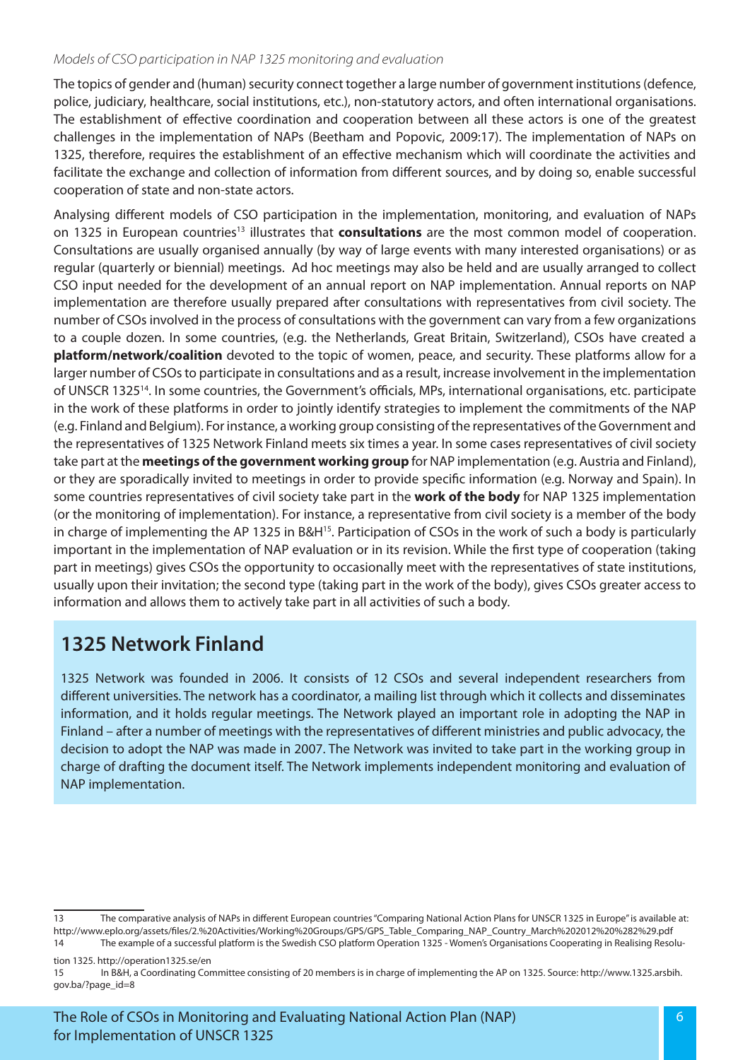*Models of CSO participation in NAP 1325 monitoring and evaluation*

The topics of gender and (human) security connect together a large number of government institutions (defence, police, judiciary, healthcare, social institutions, etc.), non-statutory actors, and often international organisations. The establishment of effective coordination and cooperation between all these actors is one of the greatest challenges in the implementation of NAPs (Beetham and Popovic, 2009:17). The implementation of NAPs on 1325, therefore, requires the establishment of an effective mechanism which will coordinate the activities and facilitate the exchange and collection of information from different sources, and by doing so, enable successful cooperation of state and non-state actors.

Analysing different models of CSO participation in the implementation, monitoring, and evaluation of NAPs on 1325 in European countries[13] illustrates that **consultations** are the most common model of cooperation. Consultations are usually organised annually (by way of large events with many interested organisations) or as regular (quarterly or biennial) meetings. Ad hoc meetings may also be held and are usually arranged to collect CSO input needed for the development of an annual report on NAP implementation. Annual reports on NAP implementation are therefore usually prepared after consultations with representatives from civil society. The number of CSOs involved in the process of consultations with the government can vary from a few organizations to a couple dozen. In some countries, (e.g. the Netherlands, Great Britain, Switzerland), CSOs have created a **platform/network/coalition** devoted to the topic of women, peace, and security. These platforms allow for a larger number of CSOs to participate in consultations and as a result, increase involvement in the implementation of UNSCR 1325[14]. In some countries, the Government's officials, MPs, international organisations, etc. participate in the work of these platforms in order to jointly identify strategies to implement the commitments of the NAP (e.g. Finland and Belgium). For instance, a working group consisting of the representatives of the Government and the representatives of 1325 Network Finland meets six times a year. In some cases representatives of civil society take part at the **meetings of the government working group** for NAP implementation (e.g. Austria and Finland), or they are sporadically invited to meetings in order to provide specific information (e.g. Norway and Spain). In some countries representatives of civil society take part in the **work of the body** for NAP 1325 implementation (or the monitoring of implementation). For instance, a representative from civil society is a member of the body in charge of implementing the AP 1325 in B&H[15]. Participation of CSOs in the work of such a body is particularly important in the implementation of NAP evaluation or in its revision. While the first type of cooperation (taking part in meetings) gives CSOs the opportunity to occasionally meet with the representatives of state institutions, usually upon their invitation; the second type (taking part in the work of the body), gives CSOs greater access to information and allows them to actively take part in all activities of such a body.

## 1325 Network Finland

1325 Network was founded in 2006. It consists of 12 CSOs and several independent researchers from different universities. The network has a coordinator, a mailing list through which it collects and disseminates information, and it holds regular meetings. The Network played an important role in adopting the NAP in Finland – after a number of meetings with the representatives of different ministries and public advocacy, the decision to adopt the NAP was made in 2007. The Network was invited to take part in the working group in charge of drafting the document itself. The Network implements independent monitoring and evaluation of NAP implementation.

---

13 The comparative analysis of NAPs in different European countries "Comparing National Action Plans for UNSCR 1325 in Europe" is available at: http://www.eplo.org/assets/files/2.%20Activities/Working%20Groups/GPS/GPS_Table_Comparing_NAP_Country_March%202012%20%282%29.pdf

14 The example of a successful platform is the Swedish CSO platform Operation 1325 - Women's Organisations Cooperating in Realising Resolution 1325. http://operation1325.se/en

15 In B&H, a Coordinating Committee consisting of 20 members is in charge of implementing the AP on 1325. Source: http://www.1325.arsbih.gov.ba/?page_id=8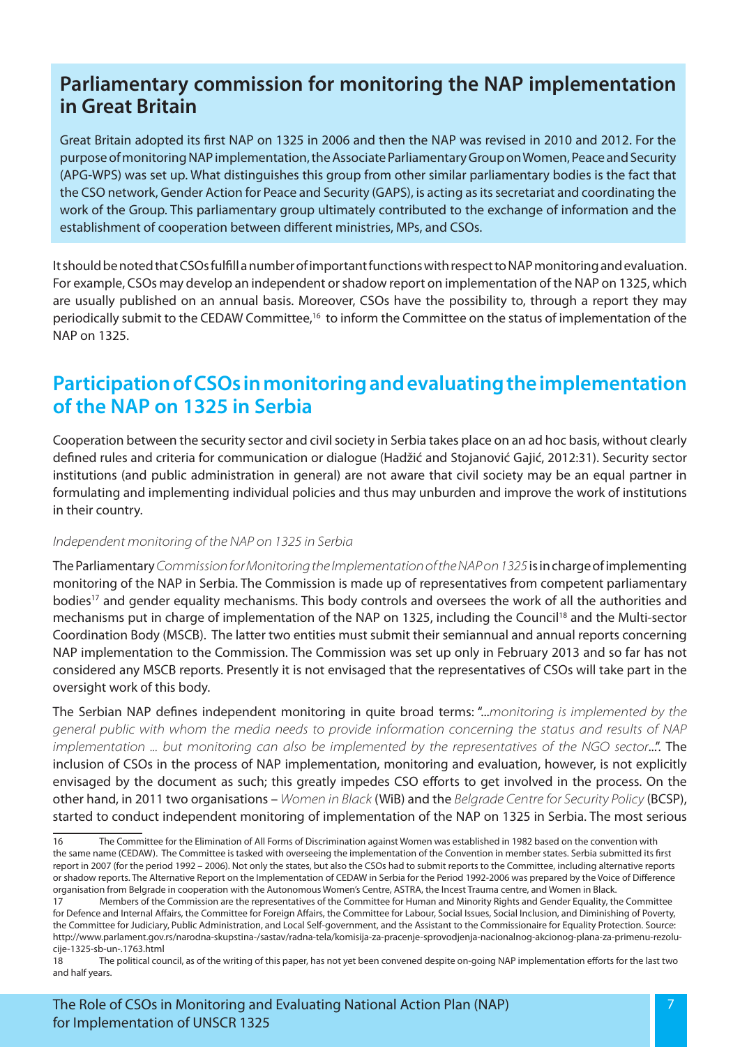## Parliamentary commission for monitoring the NAP implementation in Great Britain

Great Britain adopted its first NAP on 1325 in 2006 and then the NAP was revised in 2010 and 2012. For the purpose of monitoring NAP implementation, the Associate Parliamentary Group on Women, Peace and Security (APG-WPS) was set up. What distinguishes this group from other similar parliamentary bodies is the fact that the CSO network, Gender Action for Peace and Security (GAPS), is acting as its secretariat and coordinating the work of the Group. This parliamentary group ultimately contributed to the exchange of information and the establishment of cooperation between different ministries, MPs, and CSOs.

It should be noted that CSOs fulfill a number of important functions with respect to NAP monitoring and evaluation. For example, CSOs may develop an independent or shadow report on implementation of the NAP on 1325, which are usually published on an annual basis. Moreover, CSOs have the possibility to, through a report they may periodically submit to the CEDAW Committee,[16] to inform the Committee on the status of implementation of the NAP on 1325.

## Participation of CSOs in monitoring and evaluating the implementation of the NAP on 1325 in Serbia

Cooperation between the security sector and civil society in Serbia takes place on an ad hoc basis, without clearly defined rules and criteria for communication or dialogue (Hadžić and Stojanović Gajić, 2012:31). Security sector institutions (and public administration in general) are not aware that civil society may be an equal partner in formulating and implementing individual policies and thus may unburden and improve the work of institutions in their country.

*Independent monitoring of the NAP on 1325 in Serbia*

The Parliamentary *Commission for Monitoring the Implementation of the NAP on 1325* is in charge of implementing monitoring of the NAP in Serbia. The Commission is made up of representatives from competent parliamentary bodies[17] and gender equality mechanisms. This body controls and oversees the work of all the authorities and mechanisms put in charge of implementation of the NAP on 1325, including the Council[18] and the Multi-sector Coordination Body (MSCB). The latter two entities must submit their semiannual and annual reports concerning NAP implementation to the Commission. The Commission was set up only in February 2013 and so far has not considered any MSCB reports. Presently it is not envisaged that the representatives of CSOs will take part in the oversight work of this body.

The Serbian NAP defines independent monitoring in quite broad terms: "...*monitoring is implemented by the general public with whom the media needs to provide information concerning the status and results of NAP implementation ... but monitoring can also be implemented by the representatives of the NGO sector*...". The inclusion of CSOs in the process of NAP implementation, monitoring and evaluation, however, is not explicitly envisaged by the document as such; this greatly impedes CSO efforts to get involved in the process. On the other hand, in 2011 two organisations – *Women in Black* (WiB) and the *Belgrade Centre for Security Policy* (BCSP), started to conduct independent monitoring of implementation of the NAP on 1325 in Serbia. The most serious

---

16 The Committee for the Elimination of All Forms of Discrimination against Women was established in 1982 based on the convention with the same name (CEDAW). The Committee is tasked with overseeing the implementation of the Convention in member states. Serbia submitted its first report in 2007 (for the period 1992 – 2006). Not only the states, but also the CSOs had to submit reports to the Committee, including alternative reports or shadow reports. The Alternative Report on the Implementation of CEDAW in Serbia for the Period 1992-2006 was prepared by the Voice of Difference organisation from Belgrade in cooperation with the Autonomous Women's Centre, ASTRA, the Incest Trauma centre, and Women in Black.

17 Members of the Commission are the representatives of the Committee for Human and Minority Rights and Gender Equality, the Committee for Defence and Internal Affairs, the Committee for Foreign Affairs, the Committee for Labour, Social Issues, Social Inclusion, and Diminishing of Poverty, the Committee for Judiciary, Public Administration, and Local Self-government, and the Assistant to the Commissionaire for Equality Protection. Source: http://www.parlament.gov.rs/narodna-skupstina-/sastav/radna-tela/komisija-za-pracenje-sprovodjenja-nacionalnog-akcionog-plana-za-primenu-rezolucije-1325-sb-un-.1763.html

18 The political council, as of the writing of this paper, has not yet been convened despite on-going NAP implementation efforts for the last two and half years.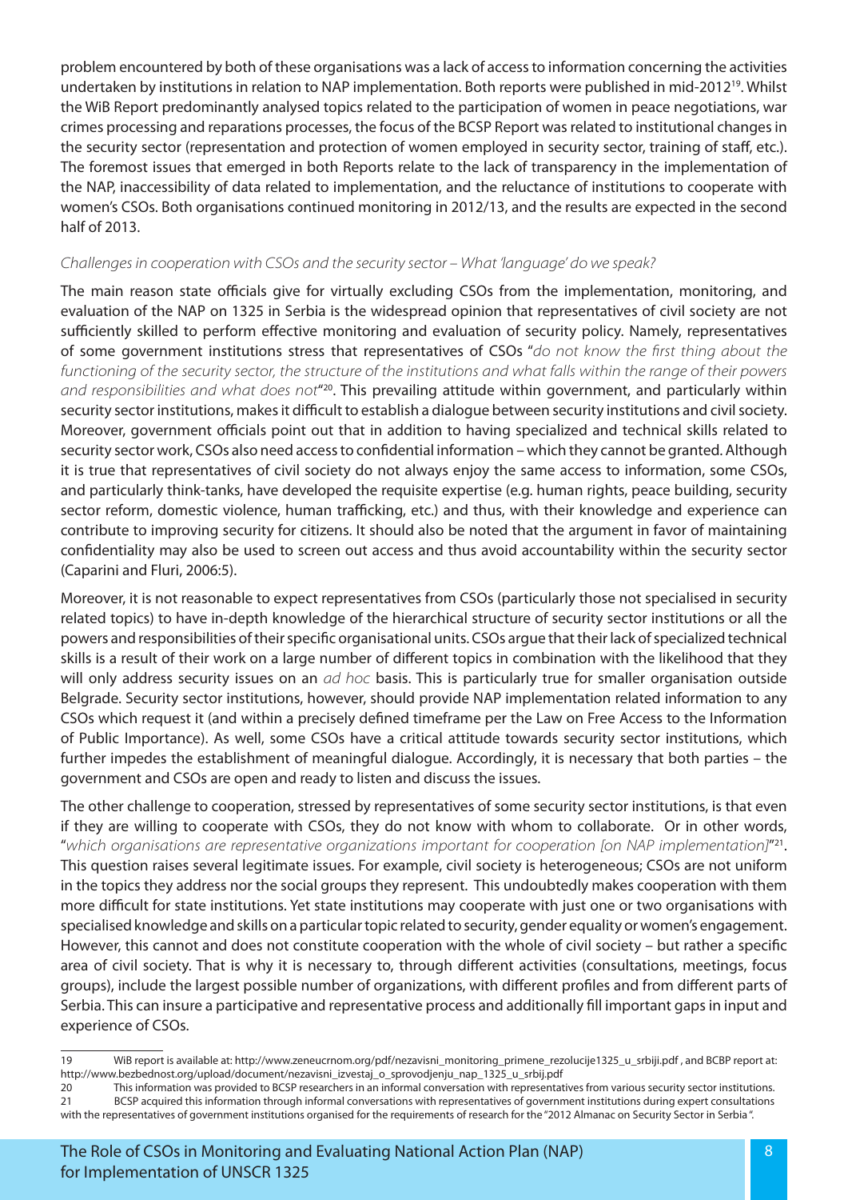problem encountered by both of these organisations was a lack of access to information concerning the activities undertaken by institutions in relation to NAP implementation. Both reports were published in mid-2012[19]. Whilst the WiB Report predominantly analysed topics related to the participation of women in peace negotiations, war crimes processing and reparations processes, the focus of the BCSP Report was related to institutional changes in the security sector (representation and protection of women employed in security sector, training of staff, etc.). The foremost issues that emerged in both Reports relate to the lack of transparency in the implementation of the NAP, inaccessibility of data related to implementation, and the reluctance of institutions to cooperate with women's CSOs. Both organisations continued monitoring in 2012/13, and the results are expected in the second half of 2013.

*Challenges in cooperation with CSOs and the security sector – What 'language' do we speak?*

The main reason state officials give for virtually excluding CSOs from the implementation, monitoring, and evaluation of the NAP on 1325 in Serbia is the widespread opinion that representatives of civil society are not sufficiently skilled to perform effective monitoring and evaluation of security policy. Namely, representatives of some government institutions stress that representatives of CSOs "*do not know the first thing about the functioning of the security sector, the structure of the institutions and what falls within the range of their powers and responsibilities and what does not*"[20]. This prevailing attitude within government, and particularly within security sector institutions, makes it difficult to establish a dialogue between security institutions and civil society. Moreover, government officials point out that in addition to having specialized and technical skills related to security sector work, CSOs also need access to confidential information – which they cannot be granted. Although it is true that representatives of civil society do not always enjoy the same access to information, some CSOs, and particularly think-tanks, have developed the requisite expertise (e.g. human rights, peace building, security sector reform, domestic violence, human trafficking, etc.) and thus, with their knowledge and experience can contribute to improving security for citizens. It should also be noted that the argument in favor of maintaining confidentiality may also be used to screen out access and thus avoid accountability within the security sector (Caparini and Fluri, 2006:5).

Moreover, it is not reasonable to expect representatives from CSOs (particularly those not specialised in security related topics) to have in-depth knowledge of the hierarchical structure of security sector institutions or all the powers and responsibilities of their specific organisational units. CSOs argue that their lack of specialized technical skills is a result of their work on a large number of different topics in combination with the likelihood that they will only address security issues on an *ad hoc* basis. This is particularly true for smaller organisation outside Belgrade. Security sector institutions, however, should provide NAP implementation related information to any CSOs which request it (and within a precisely defined timeframe per the Law on Free Access to the Information of Public Importance). As well, some CSOs have a critical attitude towards security sector institutions, which further impedes the establishment of meaningful dialogue. Accordingly, it is necessary that both parties – the government and CSOs are open and ready to listen and discuss the issues.

The other challenge to cooperation, stressed by representatives of some security sector institutions, is that even if they are willing to cooperate with CSOs, they do not know with whom to collaborate. Or in other words, "*which organisations are representative organizations important for cooperation [on NAP implementation]*"[21]. This question raises several legitimate issues. For example, civil society is heterogeneous; CSOs are not uniform in the topics they address nor the social groups they represent. This undoubtedly makes cooperation with them more difficult for state institutions. Yet state institutions may cooperate with just one or two organisations with specialised knowledge and skills on a particular topic related to security, gender equality or women's engagement. However, this cannot and does not constitute cooperation with the whole of civil society – but rather a specific area of civil society. That is why it is necessary to, through different activities (consultations, meetings, focus groups), include the largest possible number of organizations, with different profiles and from different parts of Serbia. This can insure a participative and representative process and additionally fill important gaps in input and experience of CSOs.

---

19 WiB report is available at: http://www.zeneucrnom.org/pdf/nezavisni_monitoring_primene_rezolucije1325_u_srbiji.pdf , and BCBP report at: http://www.bezbednost.org/upload/document/nezavisni_izvestaj_o_sprovodjenju_nap_1325_u_srbij.pdf

20 This information was provided to BCSP researchers in an informal conversation with representatives from various security sector institutions.

21 BCSP acquired this information through informal conversations with representatives of government institutions during expert consultations with the representatives of government institutions organised for the requirements of research for the "2012 Almanac on Security Sector in Serbia".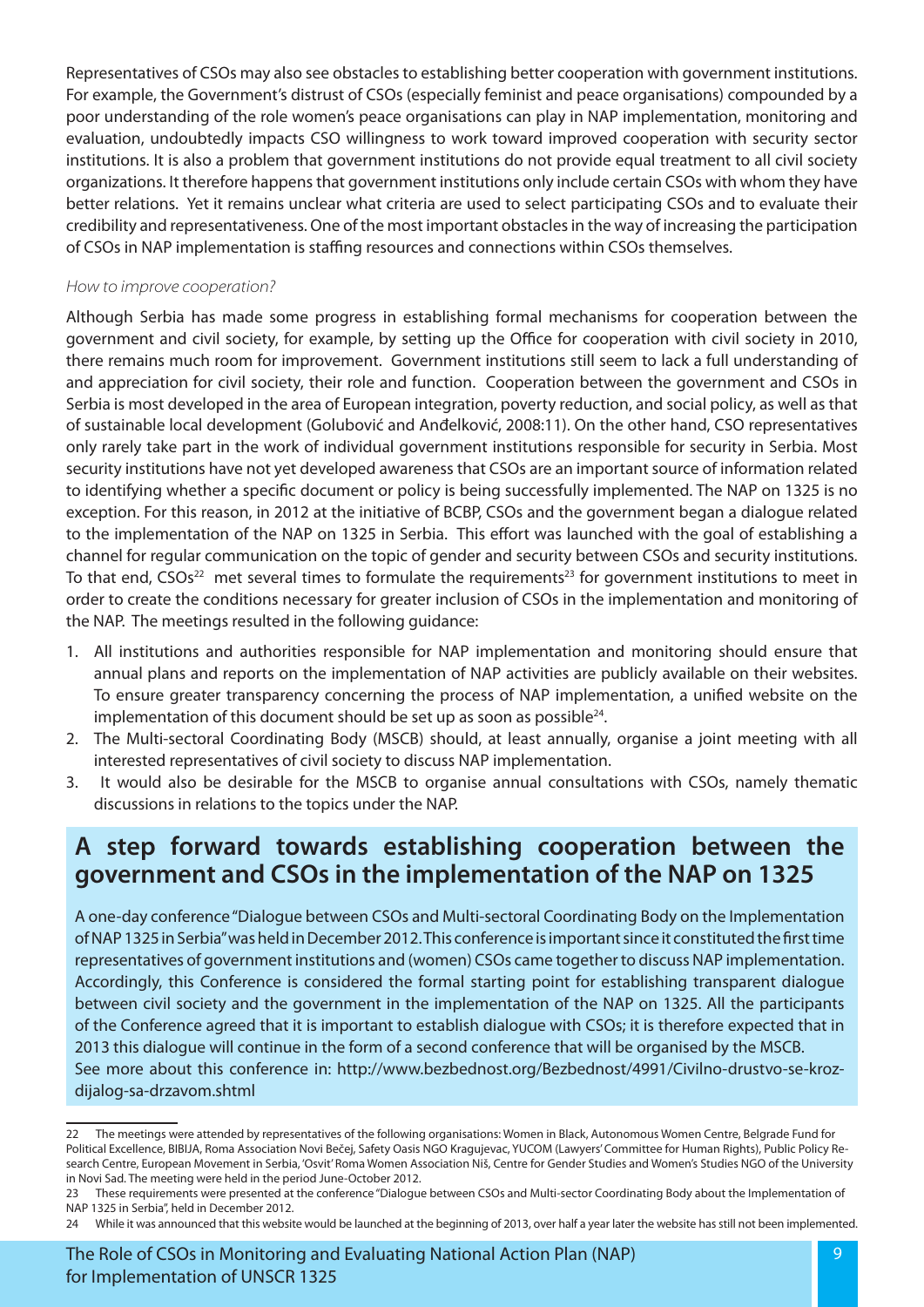Representatives of CSOs may also see obstacles to establishing better cooperation with government institutions. For example, the Government's distrust of CSOs (especially feminist and peace organisations) compounded by a poor understanding of the role women's peace organisations can play in NAP implementation, monitoring and evaluation, undoubtedly impacts CSO willingness to work toward improved cooperation with security sector institutions. It is also a problem that government institutions do not provide equal treatment to all civil society organizations. It therefore happens that government institutions only include certain CSOs with whom they have better relations. Yet it remains unclear what criteria are used to select participating CSOs and to evaluate their credibility and representativeness. One of the most important obstacles in the way of increasing the participation of CSOs in NAP implementation is staffing resources and connections within CSOs themselves.

*How to improve cooperation?*

Although Serbia has made some progress in establishing formal mechanisms for cooperation between the government and civil society, for example, by setting up the Office for cooperation with civil society in 2010, there remains much room for improvement. Government institutions still seem to lack a full understanding of and appreciation for civil society, their role and function. Cooperation between the government and CSOs in Serbia is most developed in the area of European integration, poverty reduction, and social policy, as well as that of sustainable local development (Golubović and Anđelković, 2008:11). On the other hand, CSO representatives only rarely take part in the work of individual government institutions responsible for security in Serbia. Most security institutions have not yet developed awareness that CSOs are an important source of information related to identifying whether a specific document or policy is being successfully implemented. The NAP on 1325 is no exception. For this reason, in 2012 at the initiative of BCBP, CSOs and the government began a dialogue related to the implementation of the NAP on 1325 in Serbia. This effort was launched with the goal of establishing a channel for regular communication on the topic of gender and security between CSOs and security institutions. To that end, CSOs[22] met several times to formulate the requirements[23] for government institutions to meet in order to create the conditions necessary for greater inclusion of CSOs in the implementation and monitoring of the NAP. The meetings resulted in the following guidance:

1. All institutions and authorities responsible for NAP implementation and monitoring should ensure that annual plans and reports on the implementation of NAP activities are publicly available on their websites. To ensure greater transparency concerning the process of NAP implementation, a unified website on the implementation of this document should be set up as soon as possible[24].
2. The Multi-sectoral Coordinating Body (MSCB) should, at least annually, organise a joint meeting with all interested representatives of civil society to discuss NAP implementation.
3. It would also be desirable for the MSCB to organise annual consultations with CSOs, namely thematic discussions in relations to the topics under the NAP.

## A step forward towards establishing cooperation between the government and CSOs in the implementation of the NAP on 1325

A one-day conference "Dialogue between CSOs and Multi-sectoral Coordinating Body on the Implementation of NAP 1325 in Serbia" was held in December 2012. This conference is important since it constituted the first time representatives of government institutions and (women) CSOs came together to discuss NAP implementation. Accordingly, this Conference is considered the formal starting point for establishing transparent dialogue between civil society and the government in the implementation of the NAP on 1325. All the participants of the Conference agreed that it is important to establish dialogue with CSOs; it is therefore expected that in 2013 this dialogue will continue in the form of a second conference that will be organised by the MSCB.
See more about this conference in: http://www.bezbednost.org/Bezbednost/4991/Civilno-drustvo-se-kroz-dijalog-sa-drzavom.shtml

---

22 The meetings were attended by representatives of the following organisations: Women in Black, Autonomous Women Centre, Belgrade Fund for Political Excellence, BIBIJA, Roma Association Novi Bečej, Safety Oasis NGO Kragujevac, YUCOM (Lawyers' Committee for Human Rights), Public Policy Research Centre, European Movement in Serbia, 'Osvit' Roma Women Association Niš, Centre for Gender Studies and Women's Studies NGO of the University in Novi Sad. The meeting were held in the period June-October 2012.

23 These requirements were presented at the conference "Dialogue between CSOs and Multi-sector Coordinating Body about the Implementation of NAP 1325 in Serbia", held in December 2012.

24 While it was announced that this website would be launched at the beginning of 2013, over half a year later the website has still not been implemented.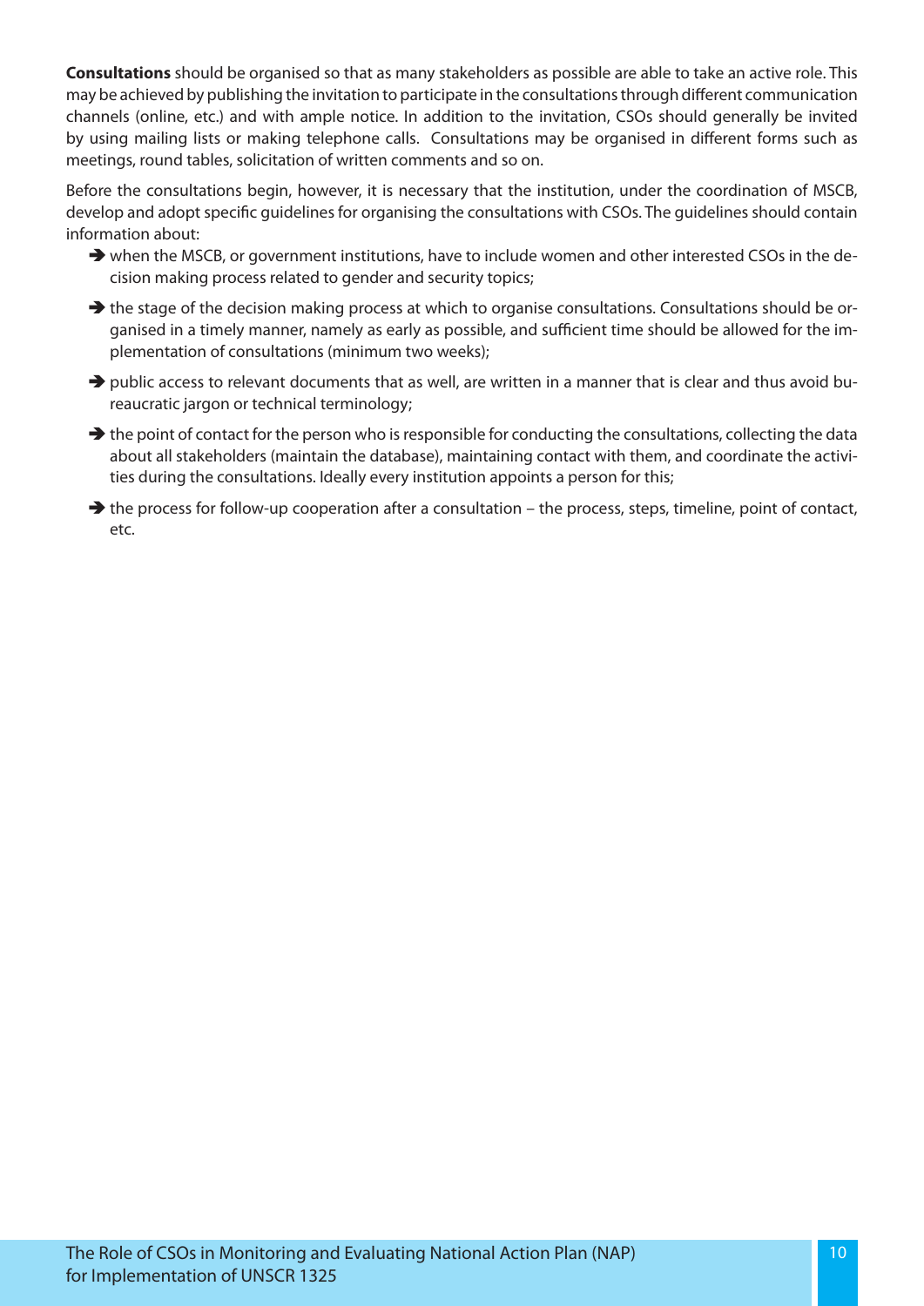**Consultations** should be organised so that as many stakeholders as possible are able to take an active role. This may be achieved by publishing the invitation to participate in the consultations through different communication channels (online, etc.) and with ample notice. In addition to the invitation, CSOs should generally be invited by using mailing lists or making telephone calls. Consultations may be organised in different forms such as meetings, round tables, solicitation of written comments and so on.

Before the consultations begin, however, it is necessary that the institution, under the coordination of MSCB, develop and adopt specific guidelines for organising the consultations with CSOs. The guidelines should contain information about:

- when the MSCB, or government institutions, have to include women and other interested CSOs in the decision making process related to gender and security topics;
- the stage of the decision making process at which to organise consultations. Consultations should be organised in a timely manner, namely as early as possible, and sufficient time should be allowed for the implementation of consultations (minimum two weeks);
- public access to relevant documents that as well, are written in a manner that is clear and thus avoid bureaucratic jargon or technical terminology;
- the point of contact for the person who is responsible for conducting the consultations, collecting the data about all stakeholders (maintain the database), maintaining contact with them, and coordinate the activities during the consultations. Ideally every institution appoints a person for this;
- the process for follow-up cooperation after a consultation – the process, steps, timeline, point of contact, etc.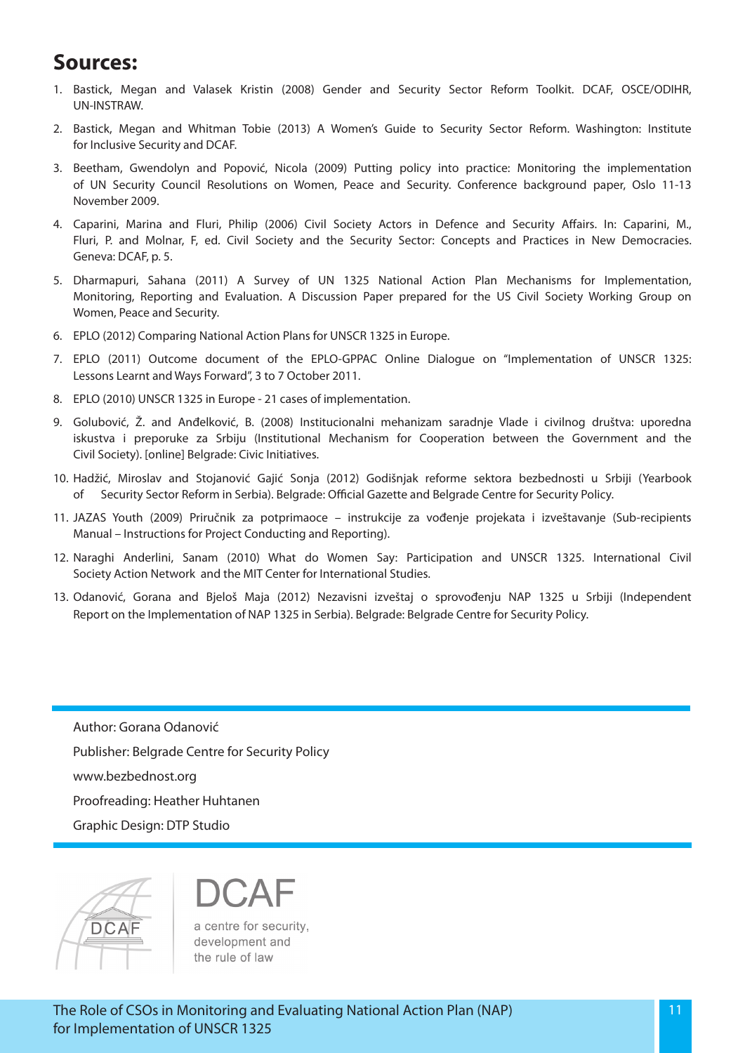## Sources:

1. Bastick, Megan and Valasek Kristin (2008) Gender and Security Sector Reform Toolkit. DCAF, OSCE/ODIHR, UN-INSTRAW.
2. Bastick, Megan and Whitman Tobie (2013) A Women's Guide to Security Sector Reform. Washington: Institute for Inclusive Security and DCAF.
3. Beetham, Gwendolyn and Popović, Nicola (2009) Putting policy into practice: Monitoring the implementation of UN Security Council Resolutions on Women, Peace and Security. Conference background paper, Oslo 11-13 November 2009.
4. Caparini, Marina and Fluri, Philip (2006) Civil Society Actors in Defence and Security Affairs. In: Caparini, M., Fluri, P. and Molnar, F, ed. Civil Society and the Security Sector: Concepts and Practices in New Democracies. Geneva: DCAF, p. 5.
5. Dharmapuri, Sahana (2011) A Survey of UN 1325 National Action Plan Mechanisms for Implementation, Monitoring, Reporting and Evaluation. A Discussion Paper prepared for the US Civil Society Working Group on Women, Peace and Security.
6. EPLO (2012) Comparing National Action Plans for UNSCR 1325 in Europe.
7. EPLO (2011) Outcome document of the EPLO-GPPAC Online Dialogue on "Implementation of UNSCR 1325: Lessons Learnt and Ways Forward", 3 to 7 October 2011.
8. EPLO (2010) UNSCR 1325 in Europe - 21 cases of implementation.
9. Golubović, Ž. and Anđelković, B. (2008) Institucionalni mehanizam saradnje Vlade i civilnog društva: uporedna iskustva i preporuke za Srbiju (Institutional Mechanism for Cooperation between the Government and the Civil Society). [online] Belgrade: Civic Initiatives.
10. Hadžić, Miroslav and Stojanović Gajić Sonja (2012) Godišnjak reforme sektora bezbednosti u Srbiji (Yearbook of Security Sector Reform in Serbia). Belgrade: Official Gazette and Belgrade Centre for Security Policy.
11. JAZAS Youth (2009) Priručnik za potprimaoce – instrukcije za vođenje projekata i izveštavanje (Sub-recipients Manual – Instructions for Project Conducting and Reporting).
12. Naraghi Anderlini, Sanam (2010) What do Women Say: Participation and UNSCR 1325. International Civil Society Action Network and the MIT Center for International Studies.
13. Odanović, Gorana and Bjeloš Maja (2012) Nezavisni izveštaj o sprovođenju NAP 1325 u Srbiji (Independent Report on the Implementation of NAP 1325 in Serbia). Belgrade: Belgrade Centre for Security Policy.

---

Author: Gorana Odanović

Publisher: Belgrade Centre for Security Policy

www.bezbednost.org

Proofreading: Heather Huhtanen

Graphic Design: DTP Studio

---

DCAF

a centre for security, development and the rule of law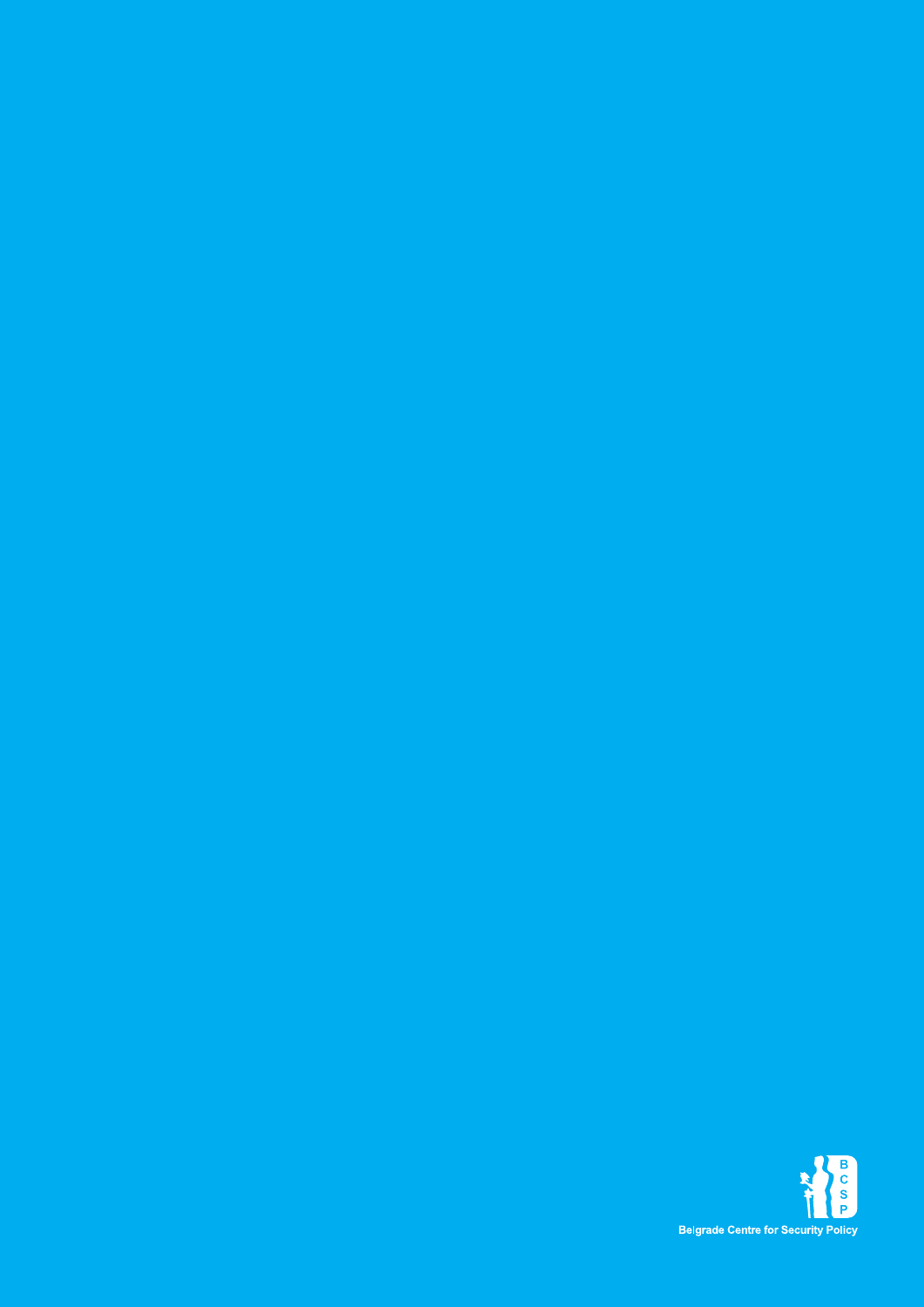B
C
S
P

Belgrade Centre for Security Policy